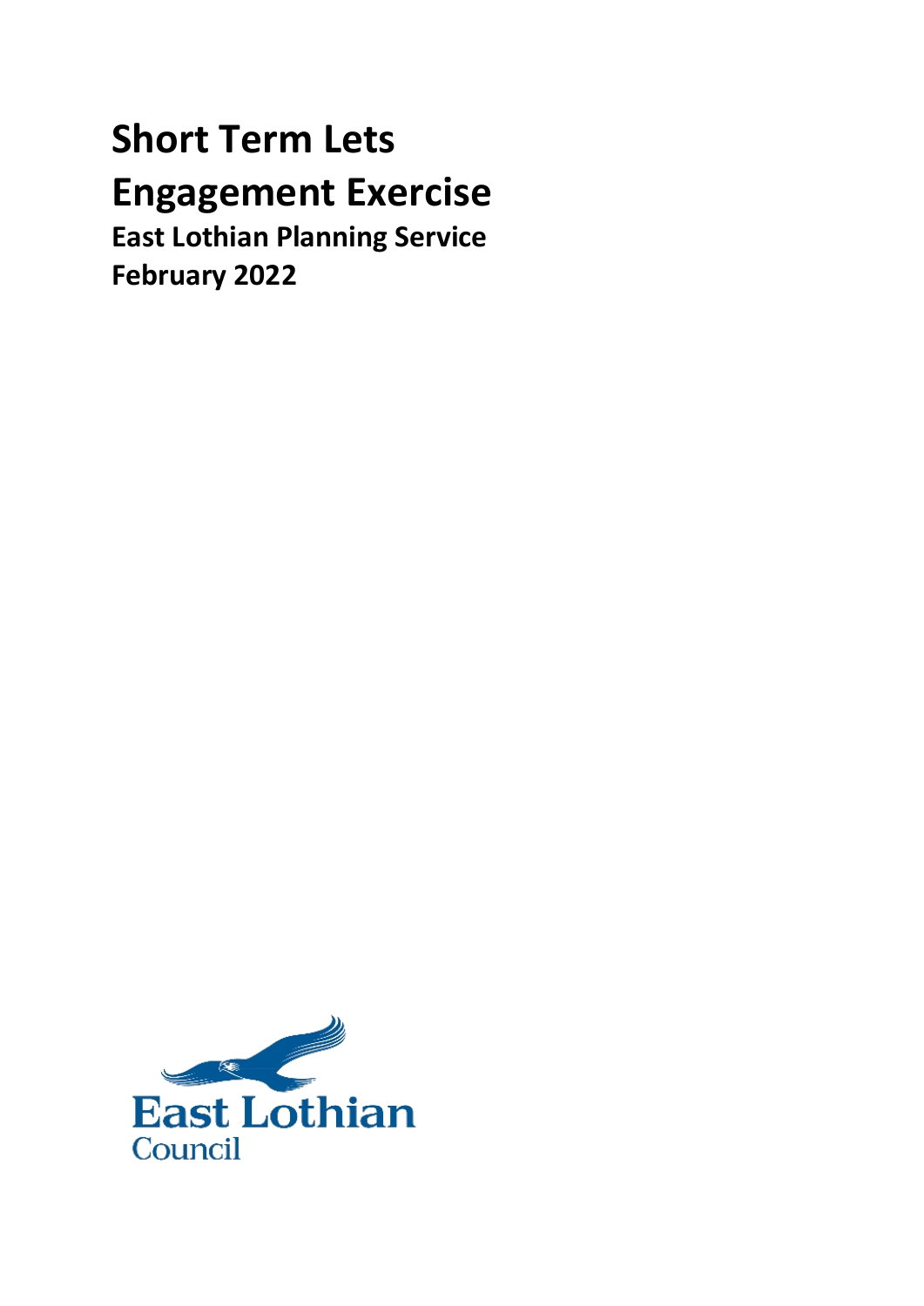# Short Term Lets Engagement Exercise

**East Lothian Planning Service**

**February 2022**

East Lothian Council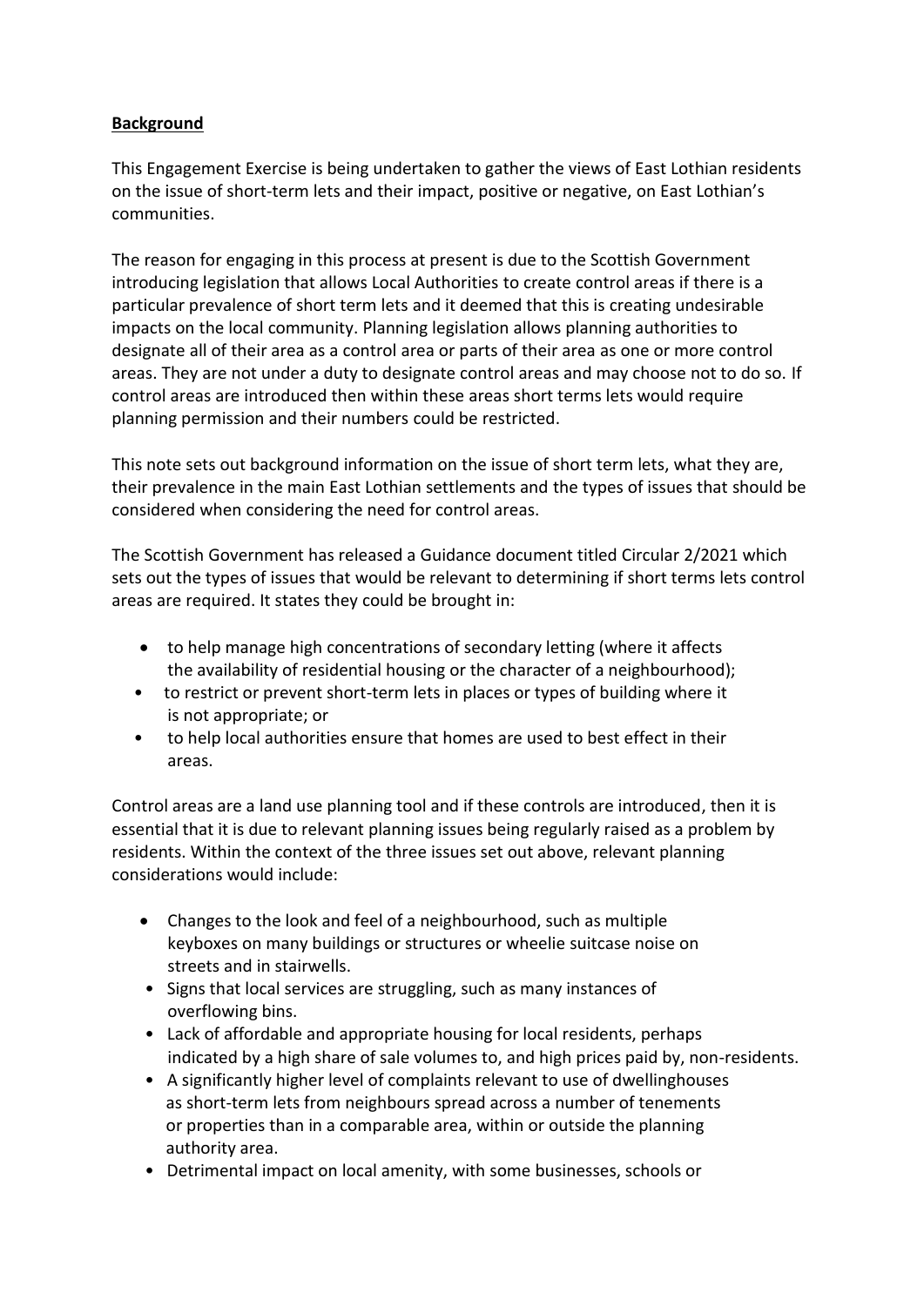**Background**

This Engagement Exercise is being undertaken to gather the views of East Lothian residents on the issue of short-term lets and their impact, positive or negative, on East Lothian's communities.

The reason for engaging in this process at present is due to the Scottish Government introducing legislation that allows Local Authorities to create control areas if there is a particular prevalence of short term lets and it deemed that this is creating undesirable impacts on the local community. Planning legislation allows planning authorities to designate all of their area as a control area or parts of their area as one or more control areas. They are not under a duty to designate control areas and may choose not to do so. If control areas are introduced then within these areas short terms lets would require planning permission and their numbers could be restricted.

This note sets out background information on the issue of short term lets, what they are, their prevalence in the main East Lothian settlements and the types of issues that should be considered when considering the need for control areas.

The Scottish Government has released a Guidance document titled Circular 2/2021 which sets out the types of issues that would be relevant to determining if short terms lets control areas are required. It states they could be brought in:

- to help manage high concentrations of secondary letting (where it affects the availability of residential housing or the character of a neighbourhood);
- to restrict or prevent short-term lets in places or types of building where it is not appropriate; or
- to help local authorities ensure that homes are used to best effect in their areas.

Control areas are a land use planning tool and if these controls are introduced, then it is essential that it is due to relevant planning issues being regularly raised as a problem by residents. Within the context of the three issues set out above, relevant planning considerations would include:

- Changes to the look and feel of a neighbourhood, such as multiple keyboxes on many buildings or structures or wheelie suitcase noise on streets and in stairwells.
- Signs that local services are struggling, such as many instances of overflowing bins.
- Lack of affordable and appropriate housing for local residents, perhaps indicated by a high share of sale volumes to, and high prices paid by, non-residents.
- A significantly higher level of complaints relevant to use of dwellinghouses as short-term lets from neighbours spread across a number of tenements or properties than in a comparable area, within or outside the planning authority area.
- Detrimental impact on local amenity, with some businesses, schools or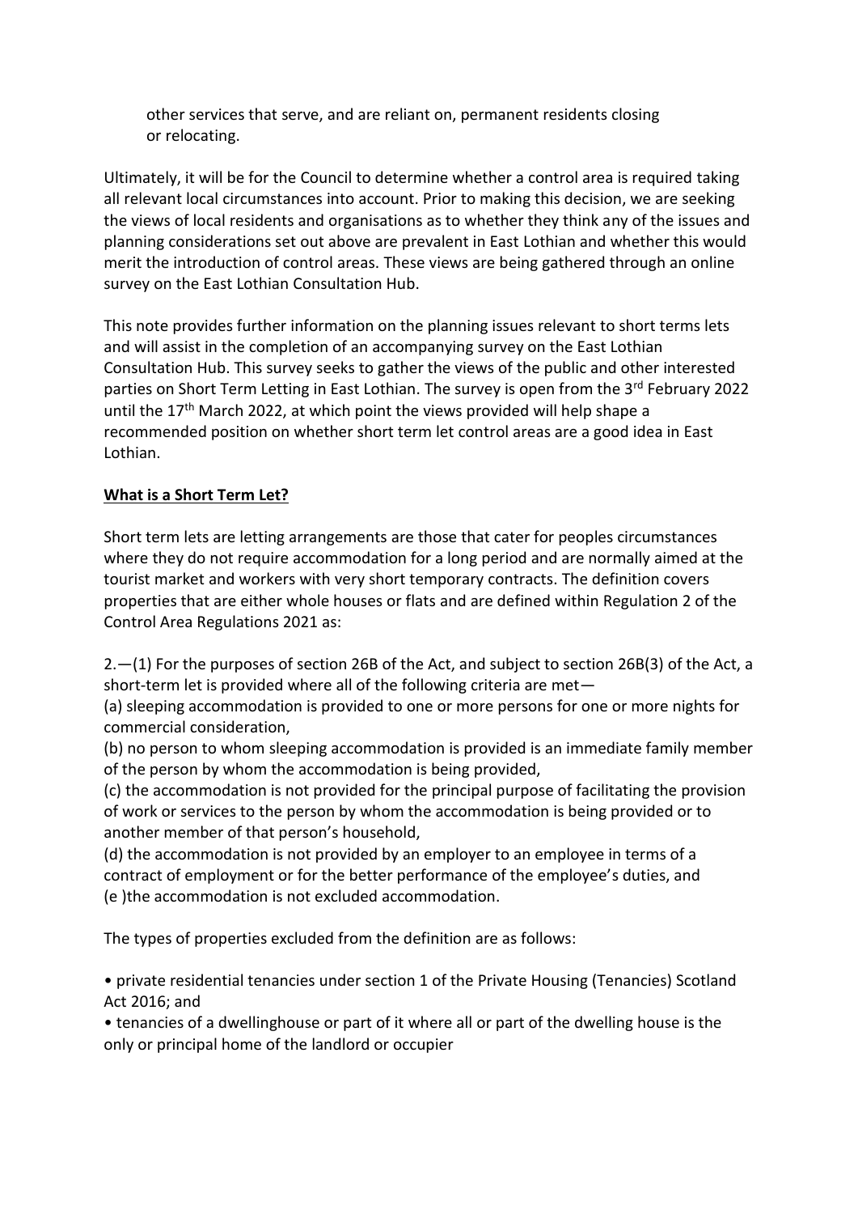other services that serve, and are reliant on, permanent residents closing or relocating.

Ultimately, it will be for the Council to determine whether a control area is required taking all relevant local circumstances into account. Prior to making this decision, we are seeking the views of local residents and organisations as to whether they think any of the issues and planning considerations set out above are prevalent in East Lothian and whether this would merit the introduction of control areas. These views are being gathered through an online survey on the East Lothian Consultation Hub.

This note provides further information on the planning issues relevant to short terms lets and will assist in the completion of an accompanying survey on the East Lothian Consultation Hub. This survey seeks to gather the views of the public and other interested parties on Short Term Letting in East Lothian. The survey is open from the 3rd February 2022 until the 17th March 2022, at which point the views provided will help shape a recommended position on whether short term let control areas are a good idea in East Lothian.

## What is a Short Term Let?

Short term lets are letting arrangements are those that cater for peoples circumstances where they do not require accommodation for a long period and are normally aimed at the tourist market and workers with very short temporary contracts. The definition covers properties that are either whole houses or flats and are defined within Regulation 2 of the Control Area Regulations 2021 as:

2.—(1) For the purposes of section 26B of the Act, and subject to section 26B(3) of the Act, a short-term let is provided where all of the following criteria are met—
(a) sleeping accommodation is provided to one or more persons for one or more nights for commercial consideration,
(b) no person to whom sleeping accommodation is provided is an immediate family member of the person by whom the accommodation is being provided,
(c) the accommodation is not provided for the principal purpose of facilitating the provision of work or services to the person by whom the accommodation is being provided or to another member of that person's household,
(d) the accommodation is not provided by an employer to an employee in terms of a contract of employment or for the better performance of the employee's duties, and
(e )the accommodation is not excluded accommodation.

The types of properties excluded from the definition are as follows:

- private residential tenancies under section 1 of the Private Housing (Tenancies) Scotland Act 2016; and
- tenancies of a dwellinghouse or part of it where all or part of the dwelling house is the only or principal home of the landlord or occupier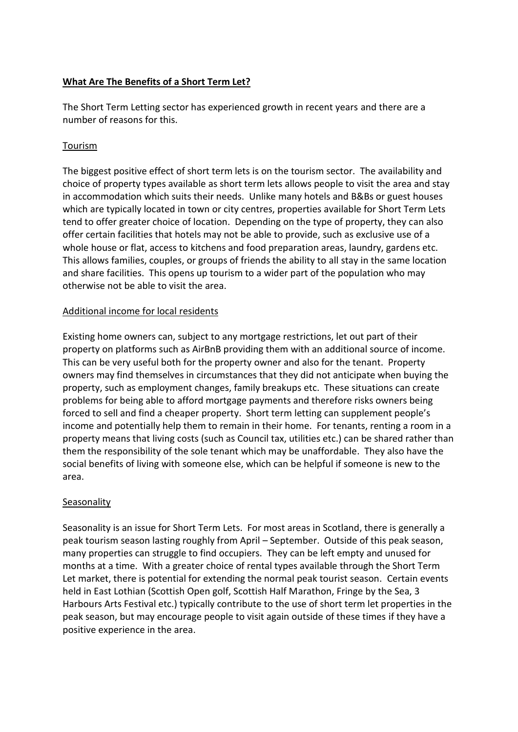**What Are The Benefits of a Short Term Let?**

The Short Term Letting sector has experienced growth in recent years and there are a number of reasons for this.

Tourism

The biggest positive effect of short term lets is on the tourism sector. The availability and choice of property types available as short term lets allows people to visit the area and stay in accommodation which suits their needs. Unlike many hotels and B&Bs or guest houses which are typically located in town or city centres, properties available for Short Term Lets tend to offer greater choice of location. Depending on the type of property, they can also offer certain facilities that hotels may not be able to provide, such as exclusive use of a whole house or flat, access to kitchens and food preparation areas, laundry, gardens etc. This allows families, couples, or groups of friends the ability to all stay in the same location and share facilities. This opens up tourism to a wider part of the population who may otherwise not be able to visit the area.

Additional income for local residents

Existing home owners can, subject to any mortgage restrictions, let out part of their property on platforms such as AirBnB providing them with an additional source of income. This can be very useful both for the property owner and also for the tenant. Property owners may find themselves in circumstances that they did not anticipate when buying the property, such as employment changes, family breakups etc. These situations can create problems for being able to afford mortgage payments and therefore risks owners being forced to sell and find a cheaper property. Short term letting can supplement people's income and potentially help them to remain in their home. For tenants, renting a room in a property means that living costs (such as Council tax, utilities etc.) can be shared rather than them the responsibility of the sole tenant which may be unaffordable. They also have the social benefits of living with someone else, which can be helpful if someone is new to the area.

Seasonality

Seasonality is an issue for Short Term Lets. For most areas in Scotland, there is generally a peak tourism season lasting roughly from April – September. Outside of this peak season, many properties can struggle to find occupiers. They can be left empty and unused for months at a time. With a greater choice of rental types available through the Short Term Let market, there is potential for extending the normal peak tourist season. Certain events held in East Lothian (Scottish Open golf, Scottish Half Marathon, Fringe by the Sea, 3 Harbours Arts Festival etc.) typically contribute to the use of short term let properties in the peak season, but may encourage people to visit again outside of these times if they have a positive experience in the area.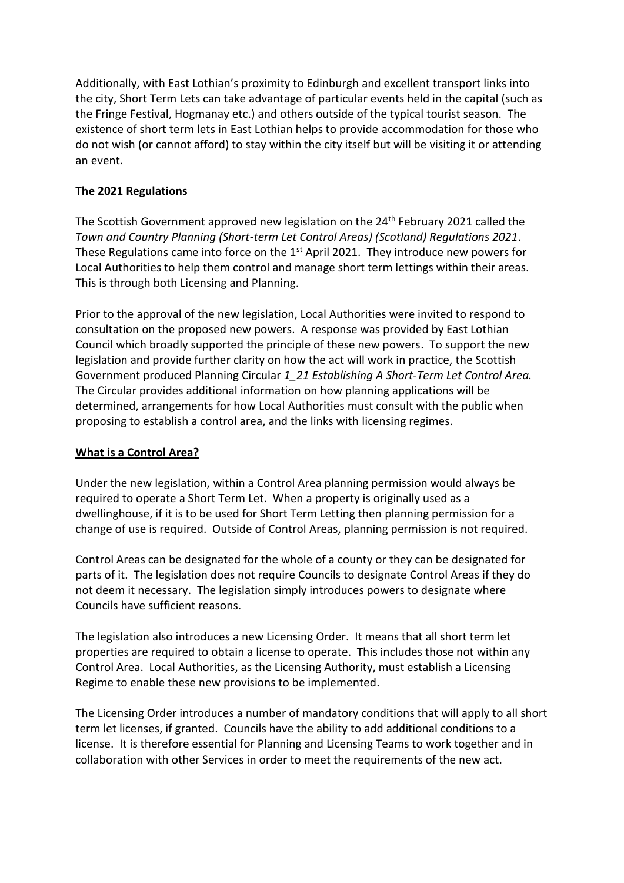Additionally, with East Lothian's proximity to Edinburgh and excellent transport links into the city, Short Term Lets can take advantage of particular events held in the capital (such as the Fringe Festival, Hogmanay etc.) and others outside of the typical tourist season. The existence of short term lets in East Lothian helps to provide accommodation for those who do not wish (or cannot afford) to stay within the city itself but will be visiting it or attending an event.

## The 2021 Regulations

The Scottish Government approved new legislation on the 24th February 2021 called the *Town and Country Planning (Short-term Let Control Areas) (Scotland) Regulations 2021*. These Regulations came into force on the 1st April 2021. They introduce new powers for Local Authorities to help them control and manage short term lettings within their areas. This is through both Licensing and Planning.

Prior to the approval of the new legislation, Local Authorities were invited to respond to consultation on the proposed new powers. A response was provided by East Lothian Council which broadly supported the principle of these new powers. To support the new legislation and provide further clarity on how the act will work in practice, the Scottish Government produced Planning Circular *1_21 Establishing A Short-Term Let Control Area.* The Circular provides additional information on how planning applications will be determined, arrangements for how Local Authorities must consult with the public when proposing to establish a control area, and the links with licensing regimes.

## What is a Control Area?

Under the new legislation, within a Control Area planning permission would always be required to operate a Short Term Let. When a property is originally used as a dwellinghouse, if it is to be used for Short Term Letting then planning permission for a change of use is required. Outside of Control Areas, planning permission is not required.

Control Areas can be designated for the whole of a county or they can be designated for parts of it. The legislation does not require Councils to designate Control Areas if they do not deem it necessary. The legislation simply introduces powers to designate where Councils have sufficient reasons.

The legislation also introduces a new Licensing Order. It means that all short term let properties are required to obtain a license to operate. This includes those not within any Control Area. Local Authorities, as the Licensing Authority, must establish a Licensing Regime to enable these new provisions to be implemented.

The Licensing Order introduces a number of mandatory conditions that will apply to all short term let licenses, if granted. Councils have the ability to add additional conditions to a license. It is therefore essential for Planning and Licensing Teams to work together and in collaboration with other Services in order to meet the requirements of the new act.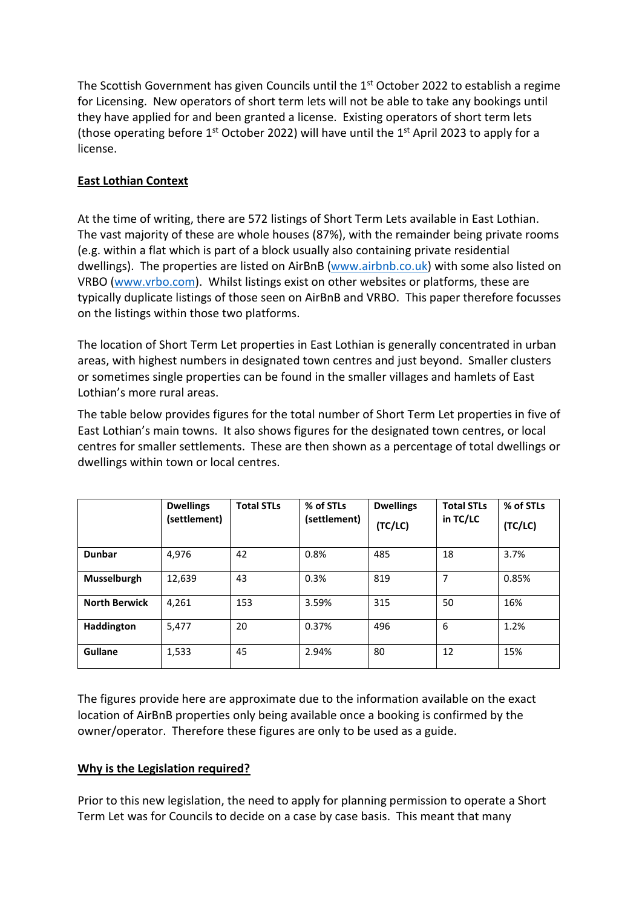The Scottish Government has given Councils until the 1st October 2022 to establish a regime for Licensing. New operators of short term lets will not be able to take any bookings until they have applied for and been granted a license. Existing operators of short term lets (those operating before 1st October 2022) will have until the 1st April 2023 to apply for a license.

**East Lothian Context**

At the time of writing, there are 572 listings of Short Term Lets available in East Lothian. The vast majority of these are whole houses (87%), with the remainder being private rooms (e.g. within a flat which is part of a block usually also containing private residential dwellings). The properties are listed on AirBnB (www.airbnb.co.uk) with some also listed on VRBO (www.vrbo.com). Whilst listings exist on other websites or platforms, these are typically duplicate listings of those seen on AirBnB and VRBO. This paper therefore focusses on the listings within those two platforms.

The location of Short Term Let properties in East Lothian is generally concentrated in urban areas, with highest numbers in designated town centres and just beyond. Smaller clusters or sometimes single properties can be found in the smaller villages and hamlets of East Lothian's more rural areas.

The table below provides figures for the total number of Short Term Let properties in five of East Lothian's main towns. It also shows figures for the designated town centres, or local centres for smaller settlements. These are then shown as a percentage of total dwellings or dwellings within town or local centres.

| | Dwellings (settlement) | Total STLs | % of STLs (settlement) | Dwellings (TC/LC) | Total STLs in TC/LC | % of STLs (TC/LC) |
|---|---|---|---|---|---|---|
| **Dunbar** | 4,976 | 42 | 0.8% | 485 | 18 | 3.7% |
| **Musselburgh** | 12,639 | 43 | 0.3% | 819 | 7 | 0.85% |
| **North Berwick** | 4,261 | 153 | 3.59% | 315 | 50 | 16% |
| **Haddington** | 5,477 | 20 | 0.37% | 496 | 6 | 1.2% |
| **Gullane** | 1,533 | 45 | 2.94% | 80 | 12 | 15% |

The figures provide here are approximate due to the information available on the exact location of AirBnB properties only being available once a booking is confirmed by the owner/operator. Therefore these figures are only to be used as a guide.

**Why is the Legislation required?**

Prior to this new legislation, the need to apply for planning permission to operate a Short Term Let was for Councils to decide on a case by case basis. This meant that many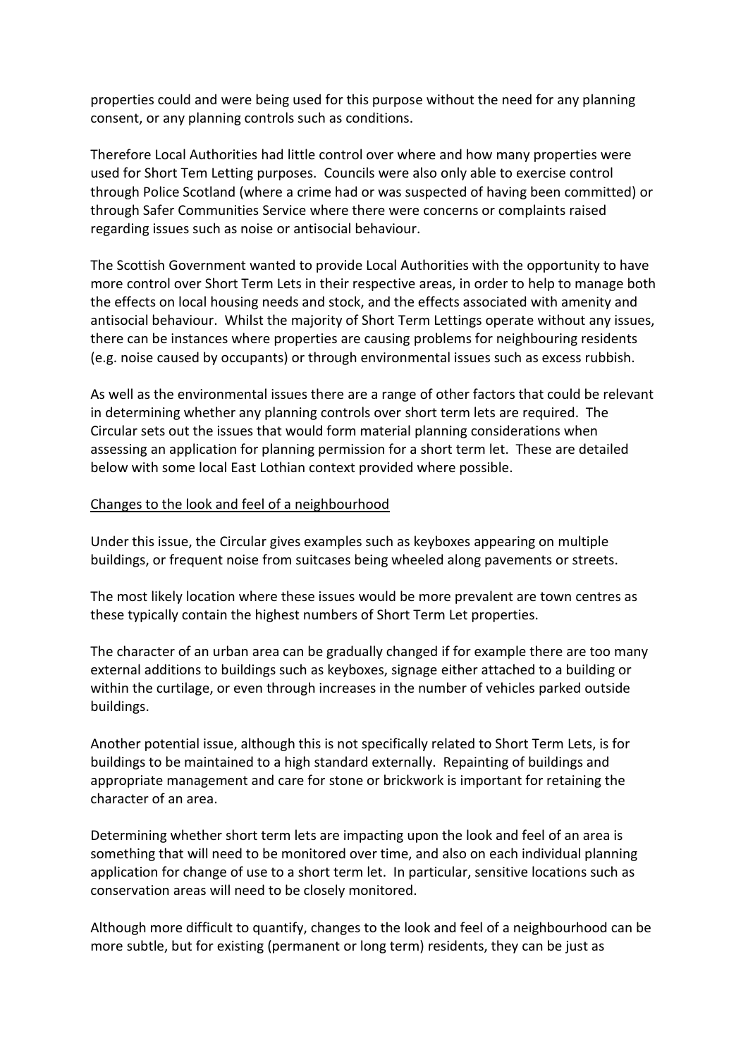properties could and were being used for this purpose without the need for any planning consent, or any planning controls such as conditions.

Therefore Local Authorities had little control over where and how many properties were used for Short Tem Letting purposes. Councils were also only able to exercise control through Police Scotland (where a crime had or was suspected of having been committed) or through Safer Communities Service where there were concerns or complaints raised regarding issues such as noise or antisocial behaviour.

The Scottish Government wanted to provide Local Authorities with the opportunity to have more control over Short Term Lets in their respective areas, in order to help to manage both the effects on local housing needs and stock, and the effects associated with amenity and antisocial behaviour. Whilst the majority of Short Term Lettings operate without any issues, there can be instances where properties are causing problems for neighbouring residents (e.g. noise caused by occupants) or through environmental issues such as excess rubbish.

As well as the environmental issues there are a range of other factors that could be relevant in determining whether any planning controls over short term lets are required. The Circular sets out the issues that would form material planning considerations when assessing an application for planning permission for a short term let. These are detailed below with some local East Lothian context provided where possible.

<u>Changes to the look and feel of a neighbourhood</u>

Under this issue, the Circular gives examples such as keyboxes appearing on multiple buildings, or frequent noise from suitcases being wheeled along pavements or streets.

The most likely location where these issues would be more prevalent are town centres as these typically contain the highest numbers of Short Term Let properties.

The character of an urban area can be gradually changed if for example there are too many external additions to buildings such as keyboxes, signage either attached to a building or within the curtilage, or even through increases in the number of vehicles parked outside buildings.

Another potential issue, although this is not specifically related to Short Term Lets, is for buildings to be maintained to a high standard externally. Repainting of buildings and appropriate management and care for stone or brickwork is important for retaining the character of an area.

Determining whether short term lets are impacting upon the look and feel of an area is something that will need to be monitored over time, and also on each individual planning application for change of use to a short term let. In particular, sensitive locations such as conservation areas will need to be closely monitored.

Although more difficult to quantify, changes to the look and feel of a neighbourhood can be more subtle, but for existing (permanent or long term) residents, they can be just as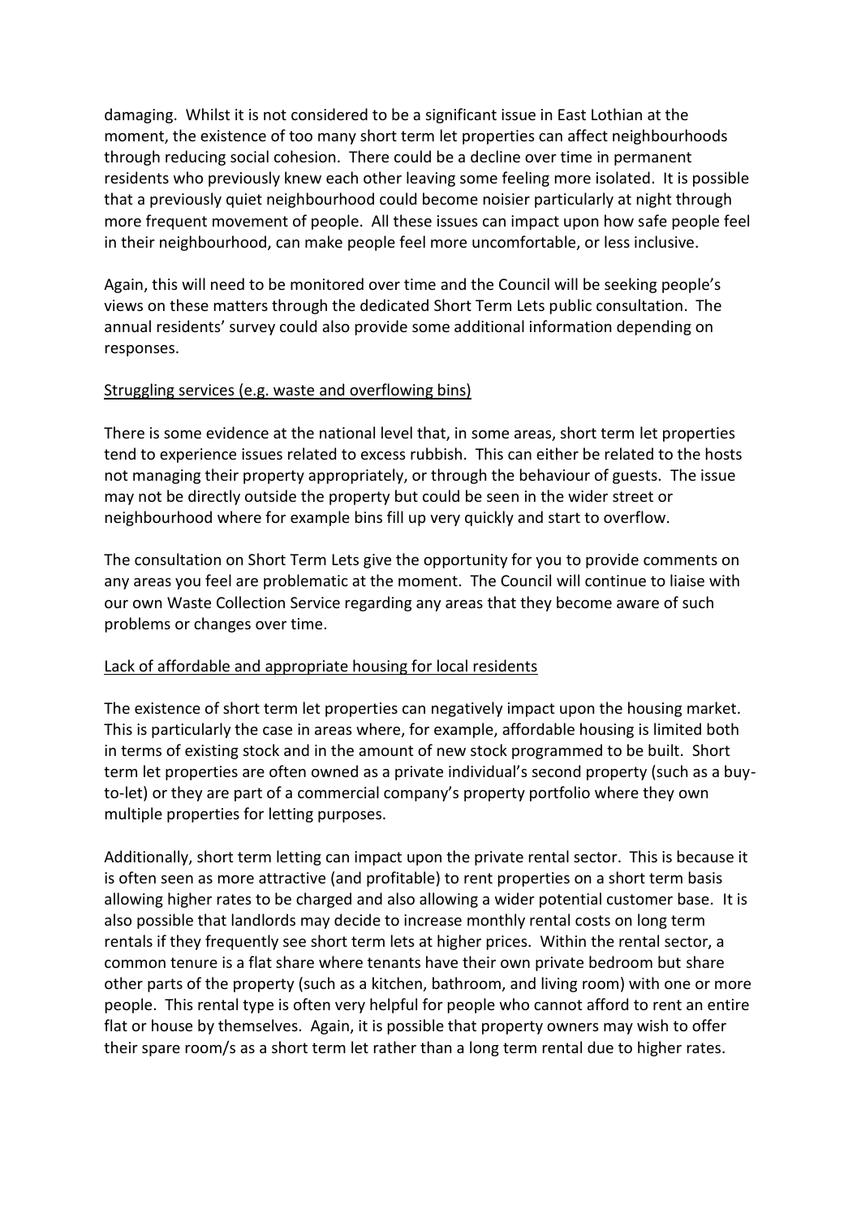damaging. Whilst it is not considered to be a significant issue in East Lothian at the moment, the existence of too many short term let properties can affect neighbourhoods through reducing social cohesion. There could be a decline over time in permanent residents who previously knew each other leaving some feeling more isolated. It is possible that a previously quiet neighbourhood could become noisier particularly at night through more frequent movement of people. All these issues can impact upon how safe people feel in their neighbourhood, can make people feel more uncomfortable, or less inclusive.

Again, this will need to be monitored over time and the Council will be seeking people's views on these matters through the dedicated Short Term Lets public consultation. The annual residents' survey could also provide some additional information depending on responses.

<u>Struggling services (e.g. waste and overflowing bins)</u>

There is some evidence at the national level that, in some areas, short term let properties tend to experience issues related to excess rubbish. This can either be related to the hosts not managing their property appropriately, or through the behaviour of guests. The issue may not be directly outside the property but could be seen in the wider street or neighbourhood where for example bins fill up very quickly and start to overflow.

The consultation on Short Term Lets give the opportunity for you to provide comments on any areas you feel are problematic at the moment. The Council will continue to liaise with our own Waste Collection Service regarding any areas that they become aware of such problems or changes over time.

<u>Lack of affordable and appropriate housing for local residents</u>

The existence of short term let properties can negatively impact upon the housing market. This is particularly the case in areas where, for example, affordable housing is limited both in terms of existing stock and in the amount of new stock programmed to be built. Short term let properties are often owned as a private individual's second property (such as a buy-to-let) or they are part of a commercial company's property portfolio where they own multiple properties for letting purposes.

Additionally, short term letting can impact upon the private rental sector. This is because it is often seen as more attractive (and profitable) to rent properties on a short term basis allowing higher rates to be charged and also allowing a wider potential customer base. It is also possible that landlords may decide to increase monthly rental costs on long term rentals if they frequently see short term lets at higher prices. Within the rental sector, a common tenure is a flat share where tenants have their own private bedroom but share other parts of the property (such as a kitchen, bathroom, and living room) with one or more people. This rental type is often very helpful for people who cannot afford to rent an entire flat or house by themselves. Again, it is possible that property owners may wish to offer their spare room/s as a short term let rather than a long term rental due to higher rates.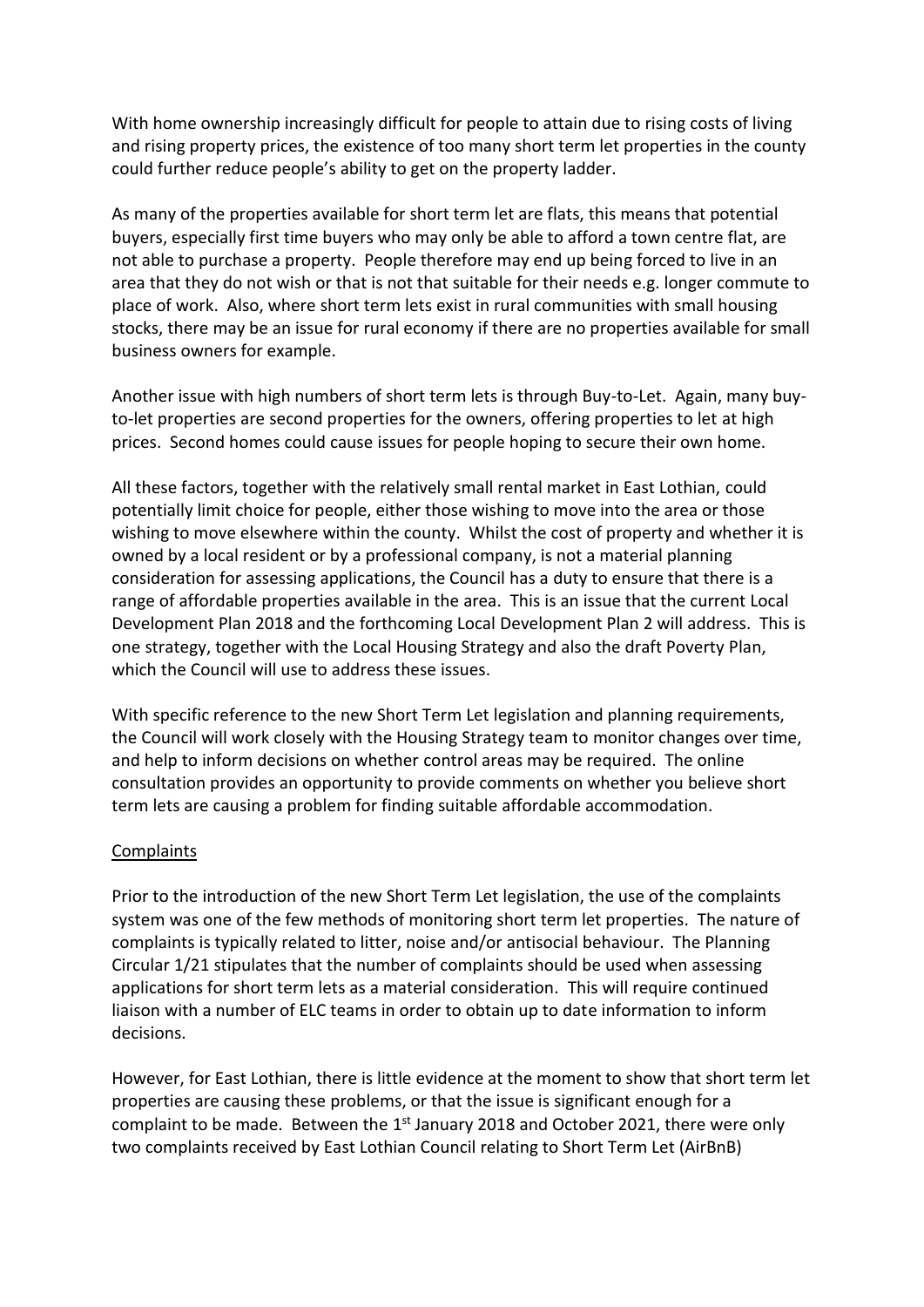With home ownership increasingly difficult for people to attain due to rising costs of living and rising property prices, the existence of too many short term let properties in the county could further reduce people's ability to get on the property ladder.

As many of the properties available for short term let are flats, this means that potential buyers, especially first time buyers who may only be able to afford a town centre flat, are not able to purchase a property. People therefore may end up being forced to live in an area that they do not wish or that is not that suitable for their needs e.g. longer commute to place of work. Also, where short term lets exist in rural communities with small housing stocks, there may be an issue for rural economy if there are no properties available for small business owners for example.

Another issue with high numbers of short term lets is through Buy-to-Let. Again, many buy-to-let properties are second properties for the owners, offering properties to let at high prices. Second homes could cause issues for people hoping to secure their own home.

All these factors, together with the relatively small rental market in East Lothian, could potentially limit choice for people, either those wishing to move into the area or those wishing to move elsewhere within the county. Whilst the cost of property and whether it is owned by a local resident or by a professional company, is not a material planning consideration for assessing applications, the Council has a duty to ensure that there is a range of affordable properties available in the area. This is an issue that the current Local Development Plan 2018 and the forthcoming Local Development Plan 2 will address. This is one strategy, together with the Local Housing Strategy and also the draft Poverty Plan, which the Council will use to address these issues.

With specific reference to the new Short Term Let legislation and planning requirements, the Council will work closely with the Housing Strategy team to monitor changes over time, and help to inform decisions on whether control areas may be required. The online consultation provides an opportunity to provide comments on whether you believe short term lets are causing a problem for finding suitable affordable accommodation.

Complaints

Prior to the introduction of the new Short Term Let legislation, the use of the complaints system was one of the few methods of monitoring short term let properties. The nature of complaints is typically related to litter, noise and/or antisocial behaviour. The Planning Circular 1/21 stipulates that the number of complaints should be used when assessing applications for short term lets as a material consideration. This will require continued liaison with a number of ELC teams in order to obtain up to date information to inform decisions.

However, for East Lothian, there is little evidence at the moment to show that short term let properties are causing these problems, or that the issue is significant enough for a complaint to be made. Between the 1st January 2018 and October 2021, there were only two complaints received by East Lothian Council relating to Short Term Let (AirBnB)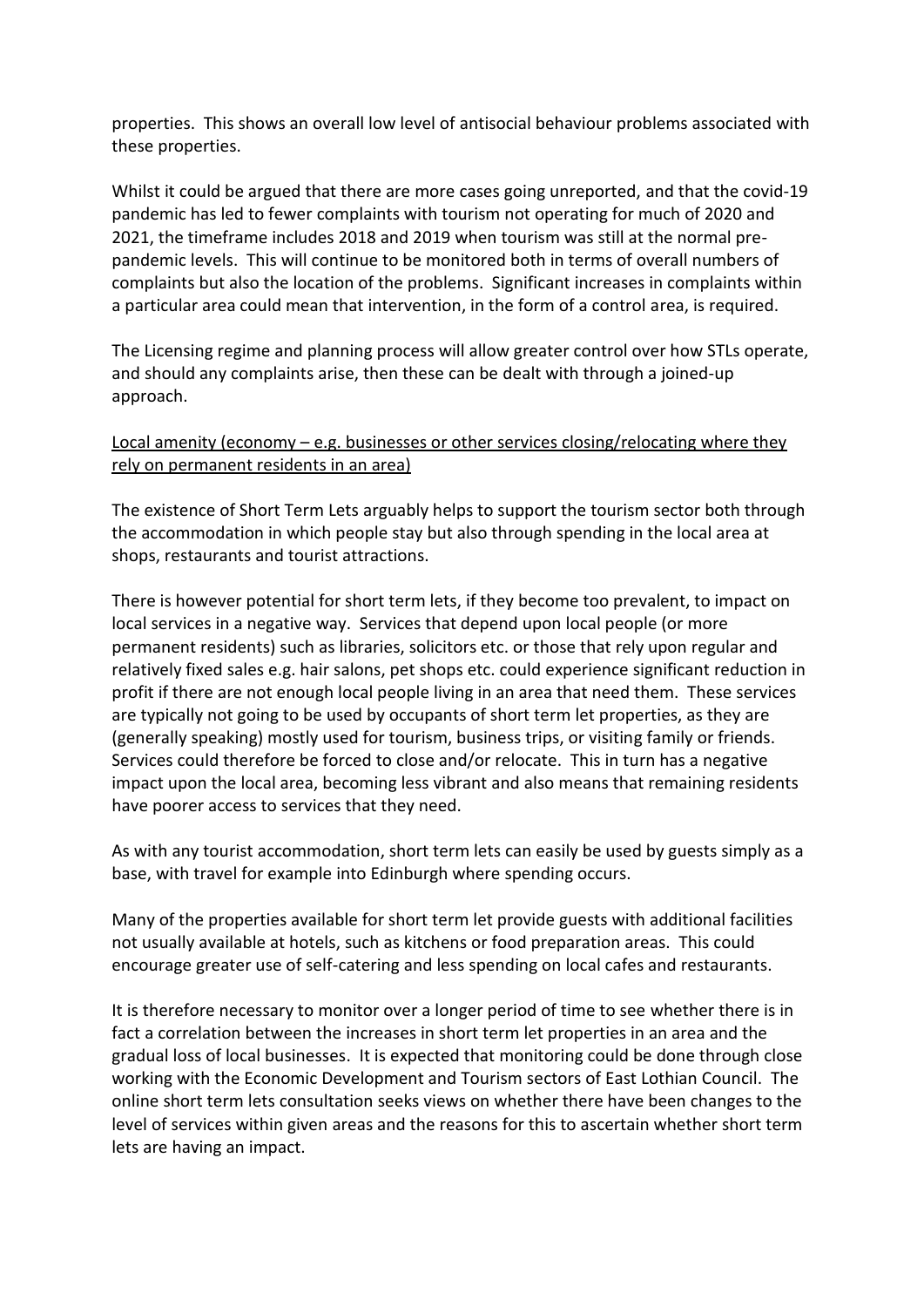properties. This shows an overall low level of antisocial behaviour problems associated with these properties.

Whilst it could be argued that there are more cases going unreported, and that the covid-19 pandemic has led to fewer complaints with tourism not operating for much of 2020 and 2021, the timeframe includes 2018 and 2019 when tourism was still at the normal pre-pandemic levels. This will continue to be monitored both in terms of overall numbers of complaints but also the location of the problems. Significant increases in complaints within a particular area could mean that intervention, in the form of a control area, is required.

The Licensing regime and planning process will allow greater control over how STLs operate, and should any complaints arise, then these can be dealt with through a joined-up approach.

<u>Local amenity (economy – e.g. businesses or other services closing/relocating where they rely on permanent residents in an area)</u>

The existence of Short Term Lets arguably helps to support the tourism sector both through the accommodation in which people stay but also through spending in the local area at shops, restaurants and tourist attractions.

There is however potential for short term lets, if they become too prevalent, to impact on local services in a negative way. Services that depend upon local people (or more permanent residents) such as libraries, solicitors etc. or those that rely upon regular and relatively fixed sales e.g. hair salons, pet shops etc. could experience significant reduction in profit if there are not enough local people living in an area that need them. These services are typically not going to be used by occupants of short term let properties, as they are (generally speaking) mostly used for tourism, business trips, or visiting family or friends. Services could therefore be forced to close and/or relocate. This in turn has a negative impact upon the local area, becoming less vibrant and also means that remaining residents have poorer access to services that they need.

As with any tourist accommodation, short term lets can easily be used by guests simply as a base, with travel for example into Edinburgh where spending occurs.

Many of the properties available for short term let provide guests with additional facilities not usually available at hotels, such as kitchens or food preparation areas. This could encourage greater use of self-catering and less spending on local cafes and restaurants.

It is therefore necessary to monitor over a longer period of time to see whether there is in fact a correlation between the increases in short term let properties in an area and the gradual loss of local businesses. It is expected that monitoring could be done through close working with the Economic Development and Tourism sectors of East Lothian Council. The online short term lets consultation seeks views on whether there have been changes to the level of services within given areas and the reasons for this to ascertain whether short term lets are having an impact.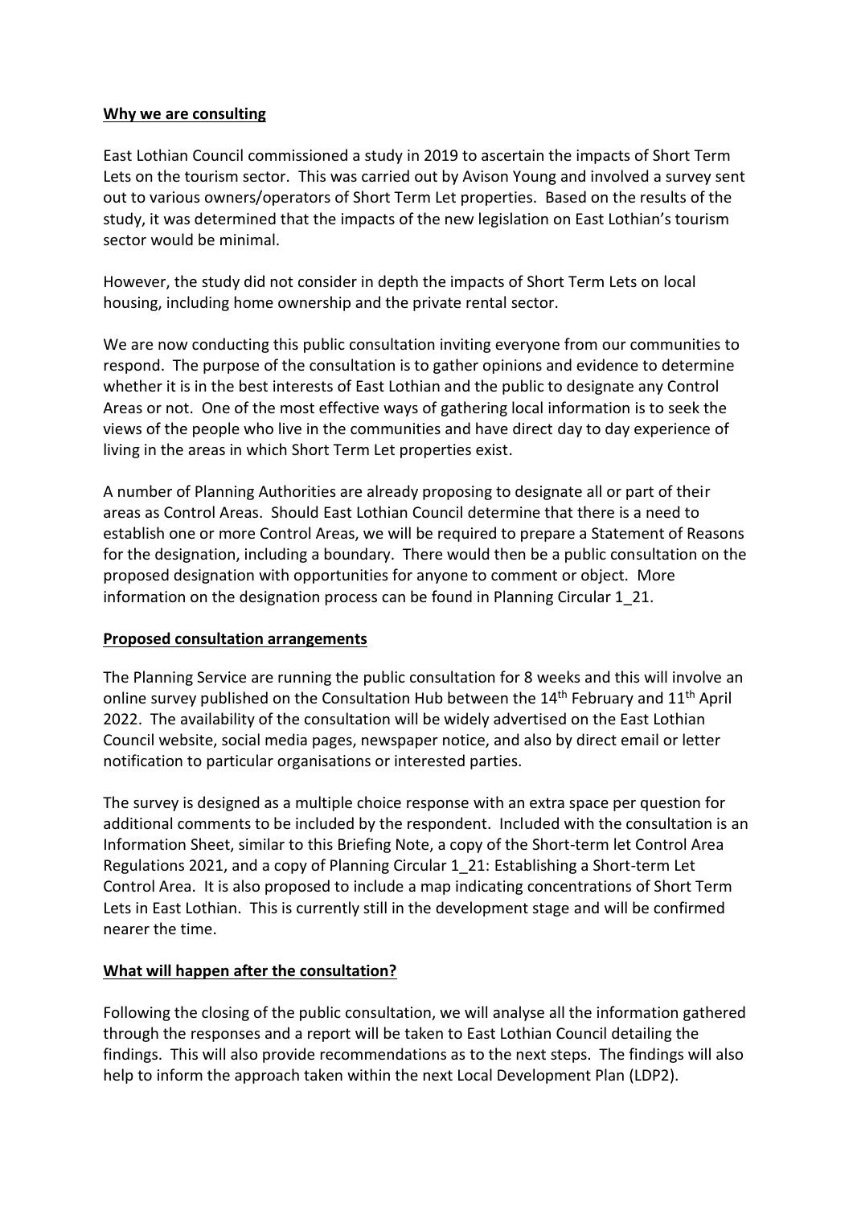## **Why we are consulting**

East Lothian Council commissioned a study in 2019 to ascertain the impacts of Short Term Lets on the tourism sector. This was carried out by Avison Young and involved a survey sent out to various owners/operators of Short Term Let properties. Based on the results of the study, it was determined that the impacts of the new legislation on East Lothian's tourism sector would be minimal.

However, the study did not consider in depth the impacts of Short Term Lets on local housing, including home ownership and the private rental sector.

We are now conducting this public consultation inviting everyone from our communities to respond. The purpose of the consultation is to gather opinions and evidence to determine whether it is in the best interests of East Lothian and the public to designate any Control Areas or not. One of the most effective ways of gathering local information is to seek the views of the people who live in the communities and have direct day to day experience of living in the areas in which Short Term Let properties exist.

A number of Planning Authorities are already proposing to designate all or part of their areas as Control Areas. Should East Lothian Council determine that there is a need to establish one or more Control Areas, we will be required to prepare a Statement of Reasons for the designation, including a boundary. There would then be a public consultation on the proposed designation with opportunities for anyone to comment or object. More information on the designation process can be found in Planning Circular 1_21.

## **Proposed consultation arrangements**

The Planning Service are running the public consultation for 8 weeks and this will involve an online survey published on the Consultation Hub between the 14th February and 11th April 2022. The availability of the consultation will be widely advertised on the East Lothian Council website, social media pages, newspaper notice, and also by direct email or letter notification to particular organisations or interested parties.

The survey is designed as a multiple choice response with an extra space per question for additional comments to be included by the respondent. Included with the consultation is an Information Sheet, similar to this Briefing Note, a copy of the Short-term let Control Area Regulations 2021, and a copy of Planning Circular 1_21: Establishing a Short-term Let Control Area. It is also proposed to include a map indicating concentrations of Short Term Lets in East Lothian. This is currently still in the development stage and will be confirmed nearer the time.

## **What will happen after the consultation?**

Following the closing of the public consultation, we will analyse all the information gathered through the responses and a report will be taken to East Lothian Council detailing the findings. This will also provide recommendations as to the next steps. The findings will also help to inform the approach taken within the next Local Development Plan (LDP2).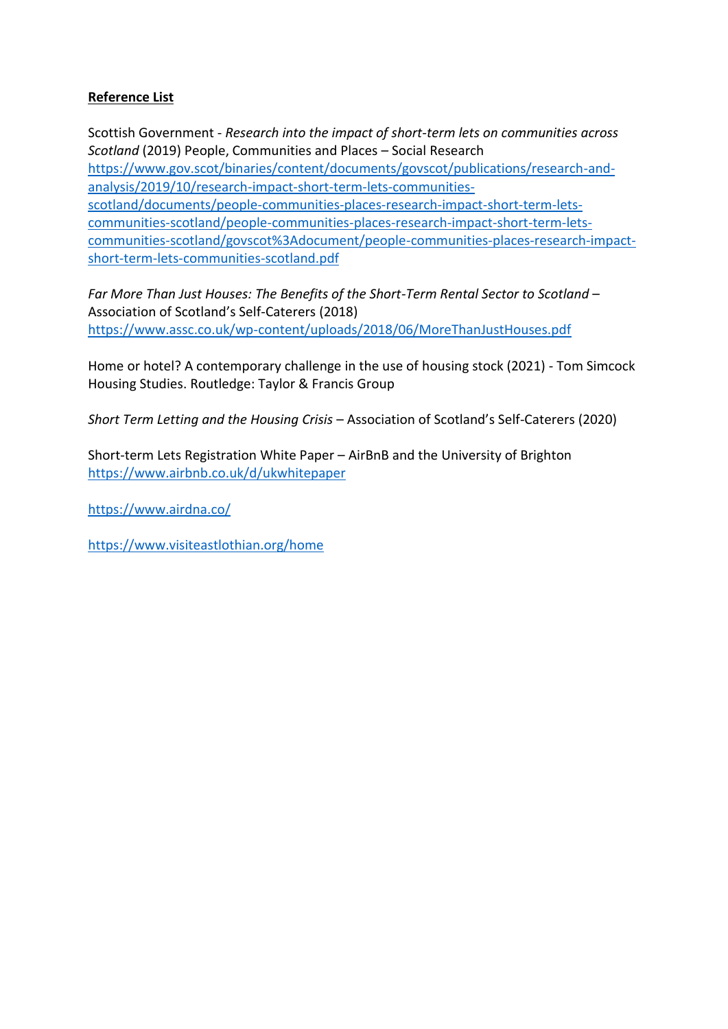**Reference List**

Scottish Government - *Research into the impact of short-term lets on communities across Scotland* (2019) People, Communities and Places – Social Research
https://www.gov.scot/binaries/content/documents/govscot/publications/research-and-analysis/2019/10/research-impact-short-term-lets-communities-scotland/documents/people-communities-places-research-impact-short-term-lets-communities-scotland/people-communities-places-research-impact-short-term-lets-communities-scotland/govscot%3Adocument/people-communities-places-research-impact-short-term-lets-communities-scotland.pdf

*Far More Than Just Houses: The Benefits of the Short-Term Rental Sector to Scotland* – Association of Scotland's Self-Caterers (2018)
https://www.assc.co.uk/wp-content/uploads/2018/06/MoreThanJustHouses.pdf

Home or hotel? A contemporary challenge in the use of housing stock (2021) - Tom Simcock Housing Studies. Routledge: Taylor & Francis Group

*Short Term Letting and the Housing Crisis* – Association of Scotland's Self-Caterers (2020)

Short-term Lets Registration White Paper – AirBnB and the University of Brighton
https://www.airbnb.co.uk/d/ukwhitepaper

https://www.airdna.co/

https://www.visiteastlothian.org/home